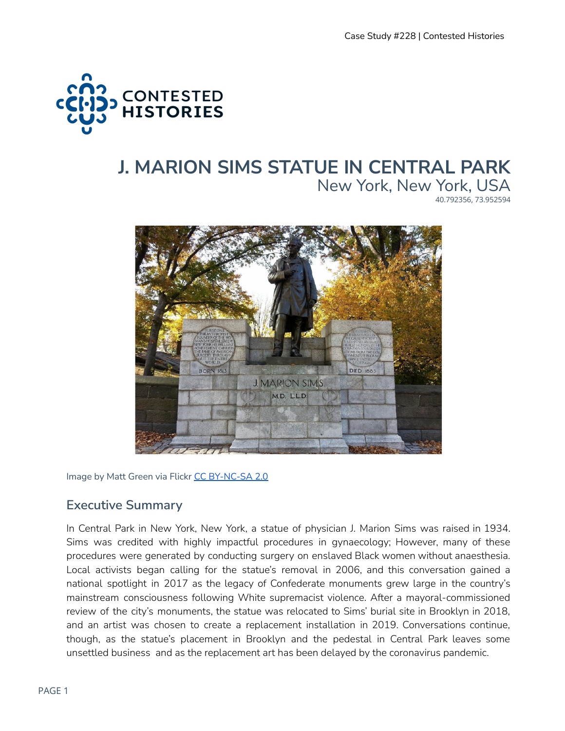# J. MARION SIMS STATUE IN CENTRAL PARK

New York, New York, USA

40.792356, 73.952594

Image by Matt Green via Flickr CC BY-NC-SA 2.0

## Executive Summary

In Central Park in New York, New York, a statue of physician J. Marion Sims was raised in 1934. Sims was credited with highly impactful procedures in gynaecology; However, many of these procedures were generated by conducting surgery on enslaved Black women without anaesthesia. Local activists began calling for the statue's removal in 2006, and this conversation gained a national spotlight in 2017 as the legacy of Confederate monuments grew large in the country's mainstream consciousness following White supremacist violence. After a mayoral-commissioned review of the city's monuments, the statue was relocated to Sims' burial site in Brooklyn in 2018, and an artist was chosen to create a replacement installation in 2019. Conversations continue, though, as the statue's placement in Brooklyn and the pedestal in Central Park leaves some unsettled business and as the replacement art has been delayed by the coronavirus pandemic.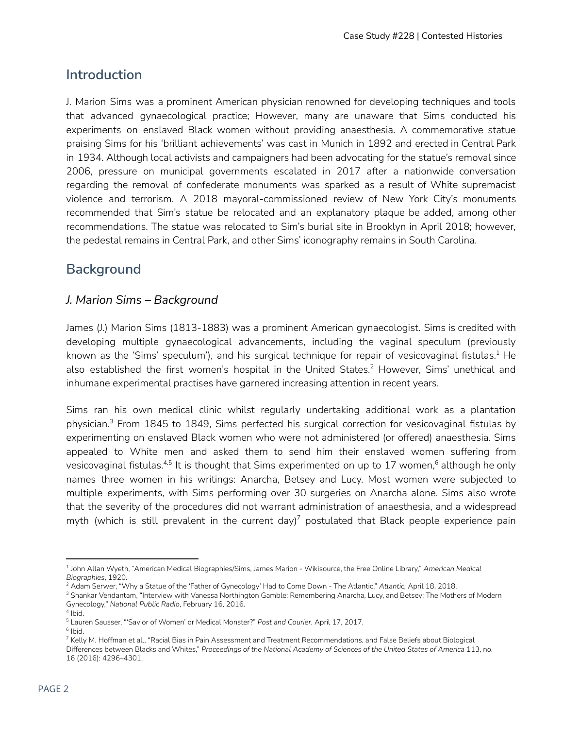## Introduction

J. Marion Sims was a prominent American physician renowned for developing techniques and tools that advanced gynaecological practice; However, many are unaware that Sims conducted his experiments on enslaved Black women without providing anaesthesia. A commemorative statue praising Sims for his 'brilliant achievements' was cast in Munich in 1892 and erected in Central Park in 1934. Although local activists and campaigners had been advocating for the statue's removal since 2006, pressure on municipal governments escalated in 2017 after a nationwide conversation regarding the removal of confederate monuments was sparked as a result of White supremacist violence and terrorism. A 2018 mayoral-commissioned review of New York City's monuments recommended that Sim's statue be relocated and an explanatory plaque be added, among other recommendations. The statue was relocated to Sim's burial site in Brooklyn in April 2018; however, the pedestal remains in Central Park, and other Sims' iconography remains in South Carolina.

## Background

### *J. Marion Sims – Background*

James (J.) Marion Sims (1813-1883) was a prominent American gynaecologist. Sims is credited with developing multiple gynaecological advancements, including the vaginal speculum (previously known as the 'Sims' speculum'), and his surgical technique for repair of vesicovaginal fistulas.[1] He also established the first women's hospital in the United States.[2] However, Sims' unethical and inhumane experimental practises have garnered increasing attention in recent years.

Sims ran his own medical clinic whilst regularly undertaking additional work as a plantation physician.[3] From 1845 to 1849, Sims perfected his surgical correction for vesicovaginal fistulas by experimenting on enslaved Black women who were not administered (or offered) anaesthesia. Sims appealed to White men and asked them to send him their enslaved women suffering from vesicovaginal fistulas.[4,5] It is thought that Sims experimented on up to 17 women,[6] although he only names three women in his writings: Anarcha, Betsey and Lucy. Most women were subjected to multiple experiments, with Sims performing over 30 surgeries on Anarcha alone. Sims also wrote that the severity of the procedures did not warrant administration of anaesthesia, and a widespread myth (which is still prevalent in the current day)[7] postulated that Black people experience pain

---

[1] John Allan Wyeth, "American Medical Biographies/Sims, James Marion - Wikisource, the Free Online Library," *American Medical Biographies*, 1920.

[2] Adam Serwer, "Why a Statue of the 'Father of Gynecology' Had to Come Down - The Atlantic," *Atlantic*, April 18, 2018.

[3] Shankar Vendantam, "Interview with Vanessa Northington Gamble: Remembering Anarcha, Lucy, and Betsey: The Mothers of Modern Gynecology," *National Public Radio*, February 16, 2016.

[4] Ibid.

[5] Lauren Sausser, "'Savior of Women' or Medical Monster?" *Post and Courier*, April 17, 2017.

[6] Ibid.

[7] Kelly M. Hoffman et al., "Racial Bias in Pain Assessment and Treatment Recommendations, and False Beliefs about Biological Differences between Blacks and Whites," *Proceedings of the National Academy of Sciences of the United States of America* 113, no. 16 (2016): 4296–4301.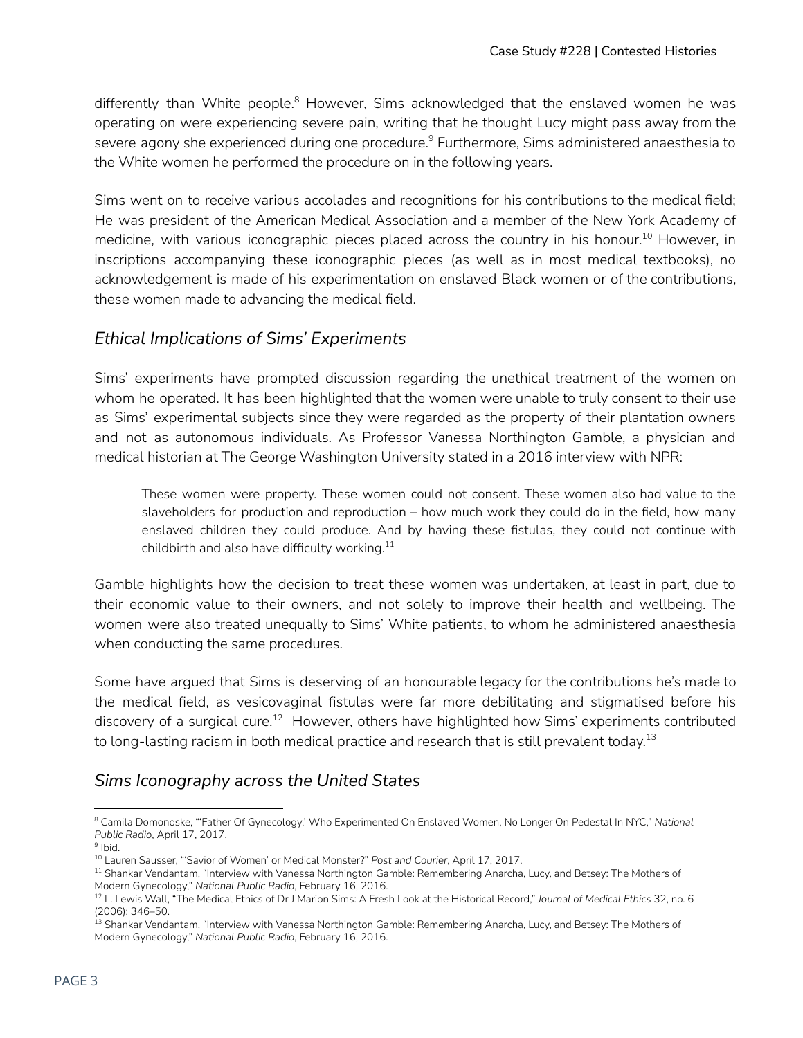differently than White people.[8] However, Sims acknowledged that the enslaved women he was operating on were experiencing severe pain, writing that he thought Lucy might pass away from the severe agony she experienced during one procedure.[9] Furthermore, Sims administered anaesthesia to the White women he performed the procedure on in the following years.

Sims went on to receive various accolades and recognitions for his contributions to the medical field; He was president of the American Medical Association and a member of the New York Academy of medicine, with various iconographic pieces placed across the country in his honour.[10] However, in inscriptions accompanying these iconographic pieces (as well as in most medical textbooks), no acknowledgement is made of his experimentation on enslaved Black women or of the contributions, these women made to advancing the medical field.

### *Ethical Implications of Sims' Experiments*

Sims' experiments have prompted discussion regarding the unethical treatment of the women on whom he operated. It has been highlighted that the women were unable to truly consent to their use as Sims' experimental subjects since they were regarded as the property of their plantation owners and not as autonomous individuals. As Professor Vanessa Northington Gamble, a physician and medical historian at The George Washington University stated in a 2016 interview with NPR:

> These women were property. These women could not consent. These women also had value to the slaveholders for production and reproduction – how much work they could do in the field, how many enslaved children they could produce. And by having these fistulas, they could not continue with childbirth and also have difficulty working.[11]

Gamble highlights how the decision to treat these women was undertaken, at least in part, due to their economic value to their owners, and not solely to improve their health and wellbeing. The women were also treated unequally to Sims' White patients, to whom he administered anaesthesia when conducting the same procedures.

Some have argued that Sims is deserving of an honourable legacy for the contributions he's made to the medical field, as vesicovaginal fistulas were far more debilitating and stigmatised before his discovery of a surgical cure.[12] However, others have highlighted how Sims' experiments contributed to long-lasting racism in both medical practice and research that is still prevalent today.[13]

### *Sims Iconography across the United States*

---

[8] Camila Domonoske, "'Father Of Gynecology,' Who Experimented On Enslaved Women, No Longer On Pedestal In NYC," *National Public Radio*, April 17, 2017.

[9] Ibid.

[10] Lauren Sausser, "'Savior of Women' or Medical Monster?" *Post and Courier*, April 17, 2017.

[11] Shankar Vendantam, "Interview with Vanessa Northington Gamble: Remembering Anarcha, Lucy, and Betsey: The Mothers of Modern Gynecology," *National Public Radio*, February 16, 2016.

[12] L. Lewis Wall, "The Medical Ethics of Dr J Marion Sims: A Fresh Look at the Historical Record," *Journal of Medical Ethics* 32, no. 6 (2006): 346–50.

[13] Shankar Vendantam, "Interview with Vanessa Northington Gamble: Remembering Anarcha, Lucy, and Betsey: The Mothers of Modern Gynecology," *National Public Radio*, February 16, 2016.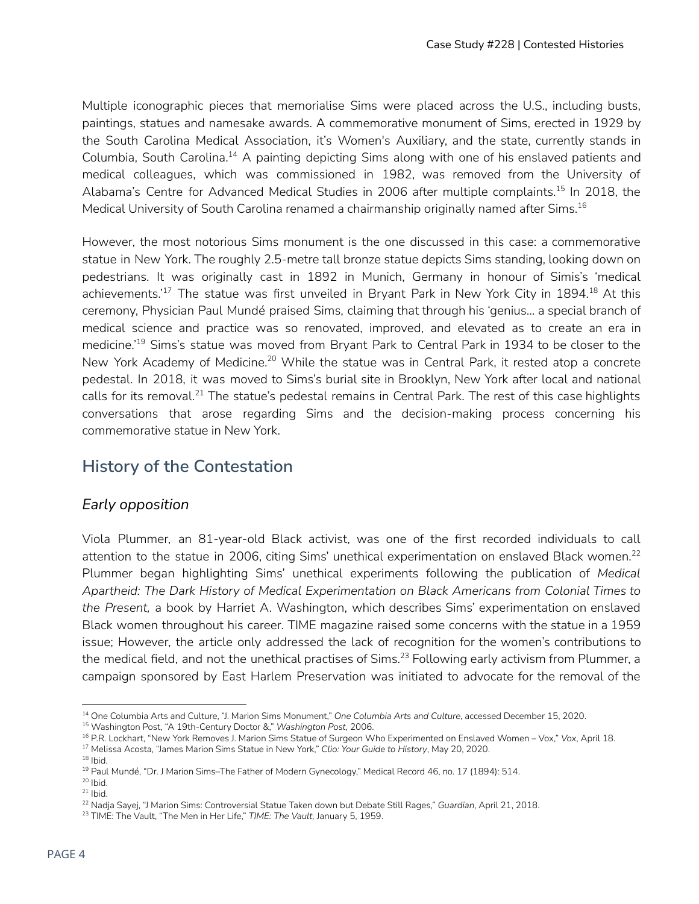Multiple iconographic pieces that memorialise Sims were placed across the U.S., including busts, paintings, statues and namesake awards. A commemorative monument of Sims, erected in 1929 by the South Carolina Medical Association, it's Women's Auxiliary, and the state, currently stands in Columbia, South Carolina.[14] A painting depicting Sims along with one of his enslaved patients and medical colleagues, which was commissioned in 1982, was removed from the University of Alabama's Centre for Advanced Medical Studies in 2006 after multiple complaints.[15] In 2018, the Medical University of South Carolina renamed a chairmanship originally named after Sims.[16]

However, the most notorious Sims monument is the one discussed in this case: a commemorative statue in New York. The roughly 2.5-metre tall bronze statue depicts Sims standing, looking down on pedestrians. It was originally cast in 1892 in Munich, Germany in honour of Simis's 'medical achievements.'[17] The statue was first unveiled in Bryant Park in New York City in 1894.[18] At this ceremony, Physician Paul Mundé praised Sims, claiming that through his 'genius… a special branch of medical science and practice was so renovated, improved, and elevated as to create an era in medicine.'[19] Sims's statue was moved from Bryant Park to Central Park in 1934 to be closer to the New York Academy of Medicine.[20] While the statue was in Central Park, it rested atop a concrete pedestal. In 2018, it was moved to Sims's burial site in Brooklyn, New York after local and national calls for its removal.[21] The statue's pedestal remains in Central Park. The rest of this case highlights conversations that arose regarding Sims and the decision-making process concerning his commemorative statue in New York.

## History of the Contestation

### *Early opposition*

Viola Plummer, an 81-year-old Black activist, was one of the first recorded individuals to call attention to the statue in 2006, citing Sims' unethical experimentation on enslaved Black women.[22] Plummer began highlighting Sims' unethical experiments following the publication of *Medical Apartheid: The Dark History of Medical Experimentation on Black Americans from Colonial Times to the Present,* a book by Harriet A. Washington, which describes Sims' experimentation on enslaved Black women throughout his career. TIME magazine raised some concerns with the statue in a 1959 issue; However, the article only addressed the lack of recognition for the women's contributions to the medical field, and not the unethical practises of Sims.[23] Following early activism from Plummer, a campaign sponsored by East Harlem Preservation was initiated to advocate for the removal of the

---

[14] One Columbia Arts and Culture, "J. Marion Sims Monument," *One Columbia Arts and Culture*, accessed December 15, 2020.

[15] Washington Post, "A 19th-Century Doctor &," *Washington Post,* 2006.

[16] P.R. Lockhart, "New York Removes J. Marion Sims Statue of Surgeon Who Experimented on Enslaved Women – Vox," *Vox*, April 18.

[17] Melissa Acosta, "James Marion Sims Statue in New York," *Clio: Your Guide to History*, May 20, 2020.

[18] Ibid.

[19] Paul Mundé, "Dr. J Marion Sims–The Father of Modern Gynecology," Medical Record 46, no. 17 (1894): 514.

[20] Ibid.

[21] Ibid.

[22] Nadja Sayej, "J Marion Sims: Controversial Statue Taken down but Debate Still Rages," *Guardian*, April 21, 2018.

[23] TIME: The Vault, "The Men in Her Life," *TIME: The Vault,* January 5, 1959.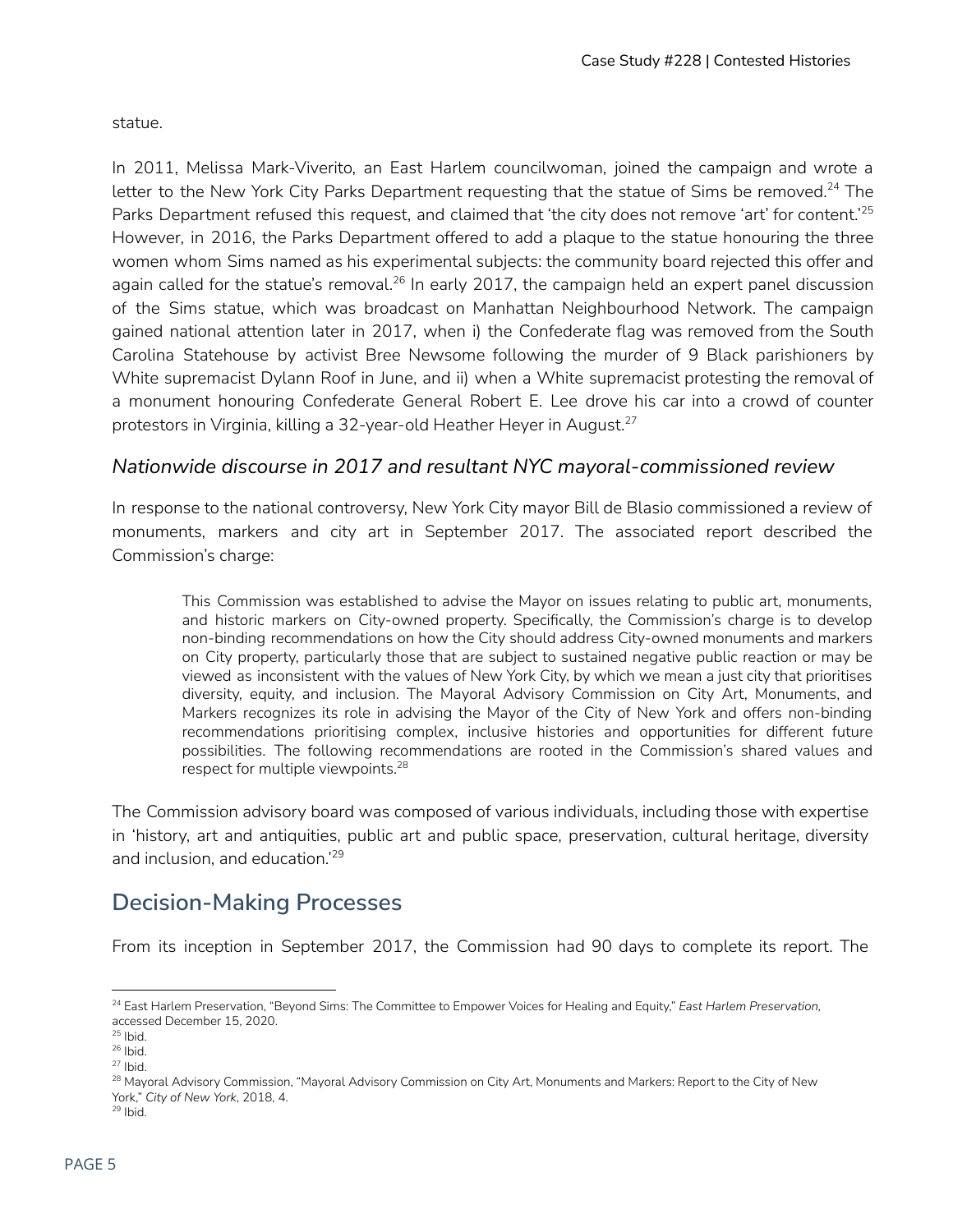statue.

In 2011, Melissa Mark-Viverito, an East Harlem councilwoman, joined the campaign and wrote a letter to the New York City Parks Department requesting that the statue of Sims be removed.[24] The Parks Department refused this request, and claimed that 'the city does not remove 'art' for content.'[25] However, in 2016, the Parks Department offered to add a plaque to the statue honouring the three women whom Sims named as his experimental subjects: the community board rejected this offer and again called for the statue's removal.[26] In early 2017, the campaign held an expert panel discussion of the Sims statue, which was broadcast on Manhattan Neighbourhood Network. The campaign gained national attention later in 2017, when i) the Confederate flag was removed from the South Carolina Statehouse by activist Bree Newsome following the murder of 9 Black parishioners by White supremacist Dylann Roof in June, and ii) when a White supremacist protesting the removal of a monument honouring Confederate General Robert E. Lee drove his car into a crowd of counter protestors in Virginia, killing a 32-year-old Heather Heyer in August.[27]

### *Nationwide discourse in 2017 and resultant NYC mayoral-commissioned review*

In response to the national controversy, New York City mayor Bill de Blasio commissioned a review of monuments, markers and city art in September 2017. The associated report described the Commission's charge:

> This Commission was established to advise the Mayor on issues relating to public art, monuments, and historic markers on City-owned property. Specifically, the Commission's charge is to develop non-binding recommendations on how the City should address City-owned monuments and markers on City property, particularly those that are subject to sustained negative public reaction or may be viewed as inconsistent with the values of New York City, by which we mean a just city that prioritises diversity, equity, and inclusion. The Mayoral Advisory Commission on City Art, Monuments, and Markers recognizes its role in advising the Mayor of the City of New York and offers non-binding recommendations prioritising complex, inclusive histories and opportunities for different future possibilities. The following recommendations are rooted in the Commission's shared values and respect for multiple viewpoints.[28]

The Commission advisory board was composed of various individuals, including those with expertise in 'history, art and antiquities, public art and public space, preservation, cultural heritage, diversity and inclusion, and education.'[29]

## Decision-Making Processes

From its inception in September 2017, the Commission had 90 days to complete its report. The

---

[24] East Harlem Preservation, "Beyond Sims: The Committee to Empower Voices for Healing and Equity," *East Harlem Preservation*, accessed December 15, 2020.

[25] Ibid.

[26] Ibid.

[27] Ibid.

[28] Mayoral Advisory Commission, "Mayoral Advisory Commission on City Art, Monuments and Markers: Report to the City of New York," *City of New York*, 2018, 4.

[29] Ibid.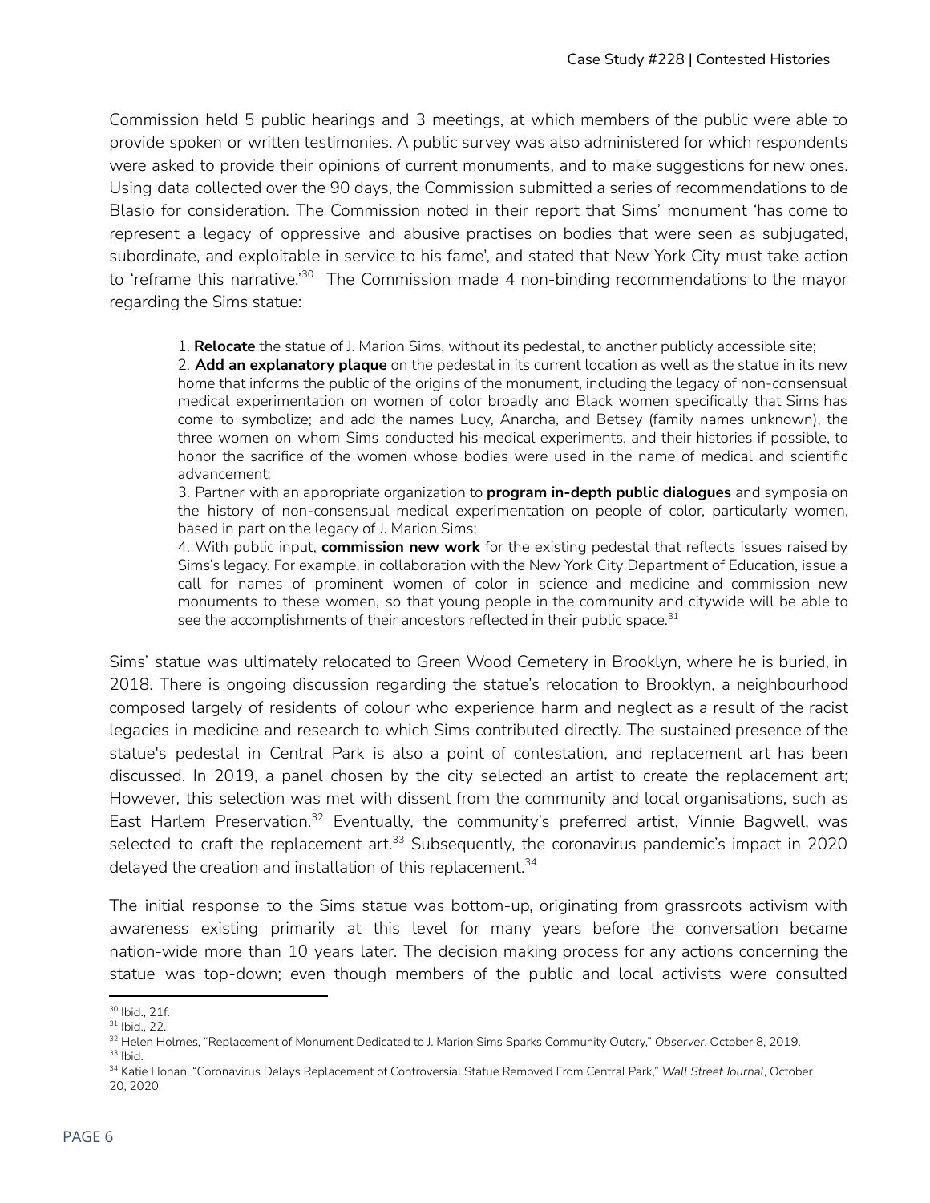Commission held 5 public hearings and 3 meetings, at which members of the public were able to provide spoken or written testimonies. A public survey was also administered for which respondents were asked to provide their opinions of current monuments, and to make suggestions for new ones. Using data collected over the 90 days, the Commission submitted a series of recommendations to de Blasio for consideration. The Commission noted in their report that Sims' monument 'has come to represent a legacy of oppressive and abusive practises on bodies that were seen as subjugated, subordinate, and exploitable in service to his fame', and stated that New York City must take action to 'reframe this narrative.'[30] The Commission made 4 non-binding recommendations to the mayor regarding the Sims statue:

> 1. **Relocate** the statue of J. Marion Sims, without its pedestal, to another publicly accessible site;
> 2. **Add an explanatory plaque** on the pedestal in its current location as well as the statue in its new home that informs the public of the origins of the monument, including the legacy of non-consensual medical experimentation on women of color broadly and Black women specifically that Sims has come to symbolize; and add the names Lucy, Anarcha, and Betsey (family names unknown), the three women on whom Sims conducted his medical experiments, and their histories if possible, to honor the sacrifice of the women whose bodies were used in the name of medical and scientific advancement;
> 3. Partner with an appropriate organization to **program in-depth public dialogues** and symposia on the history of non-consensual medical experimentation on people of color, particularly women, based in part on the legacy of J. Marion Sims;
> 4. With public input, **commission new work** for the existing pedestal that reflects issues raised by Sims's legacy. For example, in collaboration with the New York City Department of Education, issue a call for names of prominent women of color in science and medicine and commission new monuments to these women, so that young people in the community and citywide will be able to see the accomplishments of their ancestors reflected in their public space.[31]

Sims' statue was ultimately relocated to Green Wood Cemetery in Brooklyn, where he is buried, in 2018. There is ongoing discussion regarding the statue's relocation to Brooklyn, a neighbourhood composed largely of residents of colour who experience harm and neglect as a result of the racist legacies in medicine and research to which Sims contributed directly. The sustained presence of the statue's pedestal in Central Park is also a point of contestation, and replacement art has been discussed. In 2019, a panel chosen by the city selected an artist to create the replacement art; However, this selection was met with dissent from the community and local organisations, such as East Harlem Preservation.[32] Eventually, the community's preferred artist, Vinnie Bagwell, was selected to craft the replacement art.[33] Subsequently, the coronavirus pandemic's impact in 2020 delayed the creation and installation of this replacement.[34]

The initial response to the Sims statue was bottom-up, originating from grassroots activism with awareness existing primarily at this level for many years before the conversation became nation-wide more than 10 years later. The decision making process for any actions concerning the statue was top-down; even though members of the public and local activists were consulted

---

[30] Ibid., 21f.

[31] Ibid., 22.

[32] Helen Holmes, "Replacement of Monument Dedicated to J. Marion Sims Sparks Community Outcry," *Observer*, October 8, 2019.

[33] Ibid.

[34] Katie Honan, "Coronavirus Delays Replacement of Controversial Statue Removed From Central Park," *Wall Street Journal*, October 20, 2020.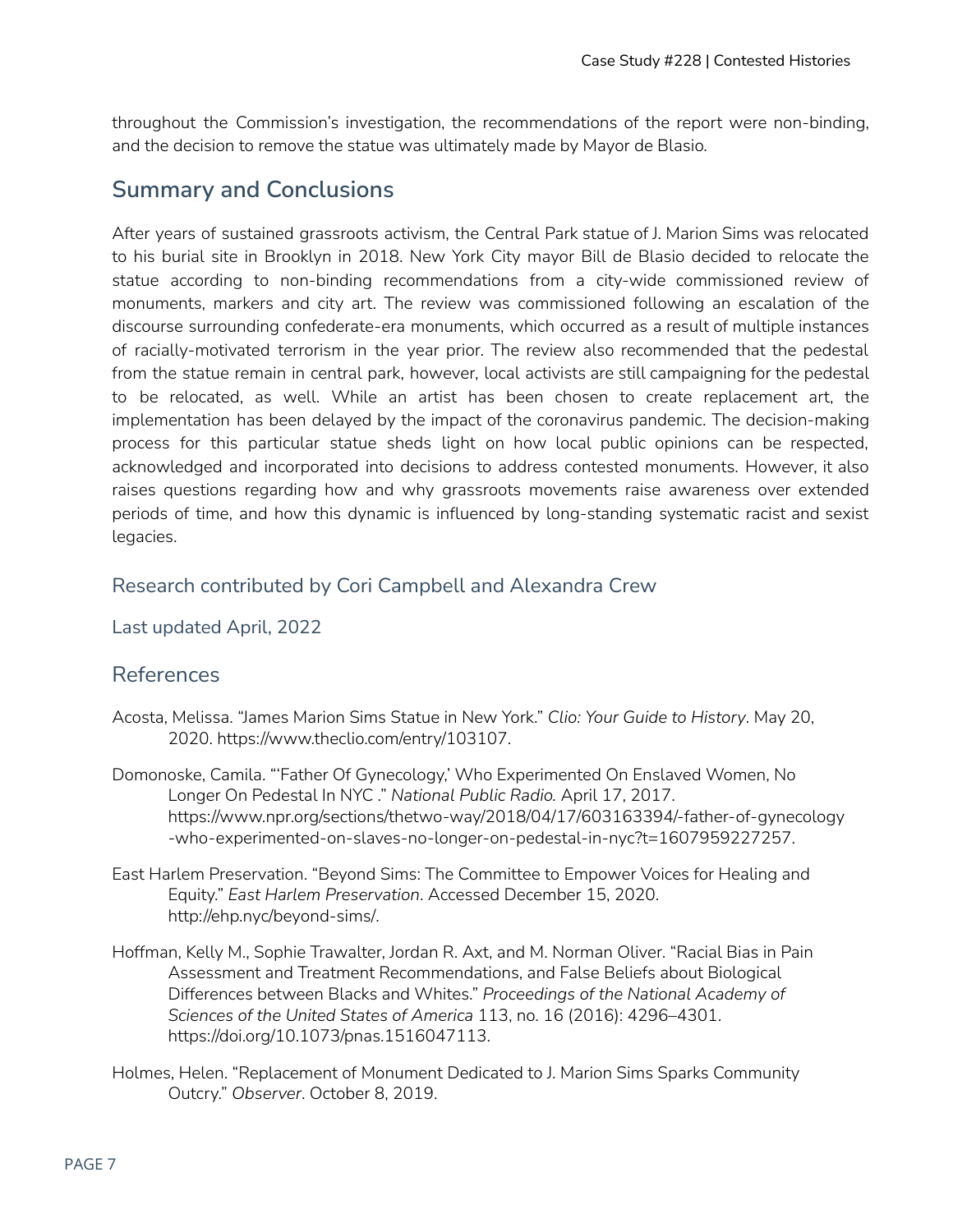throughout the Commission's investigation, the recommendations of the report were non-binding, and the decision to remove the statue was ultimately made by Mayor de Blasio.

## Summary and Conclusions

After years of sustained grassroots activism, the Central Park statue of J. Marion Sims was relocated to his burial site in Brooklyn in 2018. New York City mayor Bill de Blasio decided to relocate the statue according to non-binding recommendations from a city-wide commissioned review of monuments, markers and city art. The review was commissioned following an escalation of the discourse surrounding confederate-era monuments, which occurred as a result of multiple instances of racially-motivated terrorism in the year prior. The review also recommended that the pedestal from the statue remain in central park, however, local activists are still campaigning for the pedestal to be relocated, as well. While an artist has been chosen to create replacement art, the implementation has been delayed by the impact of the coronavirus pandemic. The decision-making process for this particular statue sheds light on how local public opinions can be respected, acknowledged and incorporated into decisions to address contested monuments. However, it also raises questions regarding how and why grassroots movements raise awareness over extended periods of time, and how this dynamic is influenced by long-standing systematic racist and sexist legacies.

### Research contributed by Cori Campbell and Alexandra Crew

Last updated April, 2022

## References

Acosta, Melissa. "James Marion Sims Statue in New York." *Clio: Your Guide to History*. May 20, 2020. https://www.theclio.com/entry/103107.

Domonoske, Camila. "'Father Of Gynecology,' Who Experimented On Enslaved Women, No Longer On Pedestal In NYC ." *National Public Radio.* April 17, 2017. https://www.npr.org/sections/thetwo-way/2018/04/17/603163394/-father-of-gynecology-who-experimented-on-slaves-no-longer-on-pedestal-in-nyc?t=1607959227257.

East Harlem Preservation. "Beyond Sims: The Committee to Empower Voices for Healing and Equity." *East Harlem Preservation*. Accessed December 15, 2020. http://ehp.nyc/beyond-sims/.

Hoffman, Kelly M., Sophie Trawalter, Jordan R. Axt, and M. Norman Oliver. "Racial Bias in Pain Assessment and Treatment Recommendations, and False Beliefs about Biological Differences between Blacks and Whites." *Proceedings of the National Academy of Sciences of the United States of America* 113, no. 16 (2016): 4296–4301. https://doi.org/10.1073/pnas.1516047113.

Holmes, Helen. "Replacement of Monument Dedicated to J. Marion Sims Sparks Community Outcry." *Observer*. October 8, 2019.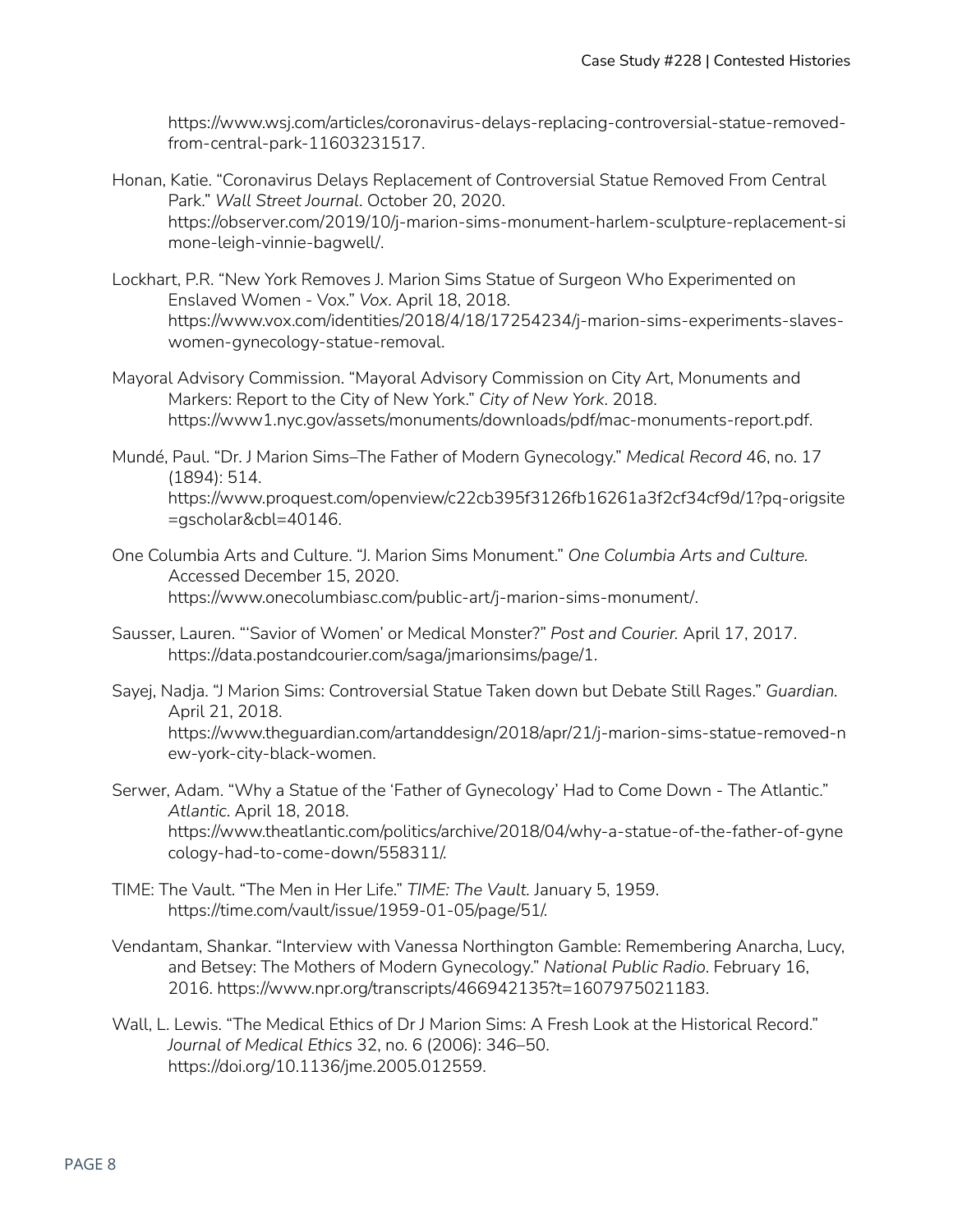https://www.wsj.com/articles/coronavirus-delays-replacing-controversial-statue-removed-from-central-park-11603231517.

Honan, Katie. "Coronavirus Delays Replacement of Controversial Statue Removed From Central Park." *Wall Street Journal*. October 20, 2020. https://observer.com/2019/10/j-marion-sims-monument-harlem-sculpture-replacement-simone-leigh-vinnie-bagwell/.

Lockhart, P.R. "New York Removes J. Marion Sims Statue of Surgeon Who Experimented on Enslaved Women - Vox." *Vox*. April 18, 2018. https://www.vox.com/identities/2018/4/18/17254234/j-marion-sims-experiments-slaves-women-gynecology-statue-removal.

Mayoral Advisory Commission. "Mayoral Advisory Commission on City Art, Monuments and Markers: Report to the City of New York." *City of New York*. 2018. https://www1.nyc.gov/assets/monuments/downloads/pdf/mac-monuments-report.pdf.

Mundé, Paul. "Dr. J Marion Sims–The Father of Modern Gynecology." *Medical Record* 46, no. 17 (1894): 514. https://www.proquest.com/openview/c22cb395f3126fb16261a3f2cf34cf9d/1?pq-origsite=gscholar&cbl=40146.

One Columbia Arts and Culture. "J. Marion Sims Monument." *One Columbia Arts and Culture.* Accessed December 15, 2020. https://www.onecolumbiasc.com/public-art/j-marion-sims-monument/.

Sausser, Lauren. "'Savior of Women' or Medical Monster?" *Post and Courier.* April 17, 2017. https://data.postandcourier.com/saga/jmarionsims/page/1.

Sayej, Nadja. "J Marion Sims: Controversial Statue Taken down but Debate Still Rages." *Guardian.* April 21, 2018. https://www.theguardian.com/artanddesign/2018/apr/21/j-marion-sims-statue-removed-new-york-city-black-women.

Serwer, Adam. "Why a Statue of the 'Father of Gynecology' Had to Come Down - The Atlantic." *Atlantic*. April 18, 2018. https://www.theatlantic.com/politics/archive/2018/04/why-a-statue-of-the-father-of-gynecology-had-to-come-down/558311/.

TIME: The Vault. "The Men in Her Life." *TIME: The Vault.* January 5, 1959. https://time.com/vault/issue/1959-01-05/page/51/.

Vendantam, Shankar. "Interview with Vanessa Northington Gamble: Remembering Anarcha, Lucy, and Betsey: The Mothers of Modern Gynecology." *National Public Radio*. February 16, 2016. https://www.npr.org/transcripts/466942135?t=1607975021183.

Wall, L. Lewis. "The Medical Ethics of Dr J Marion Sims: A Fresh Look at the Historical Record." *Journal of Medical Ethics* 32, no. 6 (2006): 346–50. https://doi.org/10.1136/jme.2005.012559.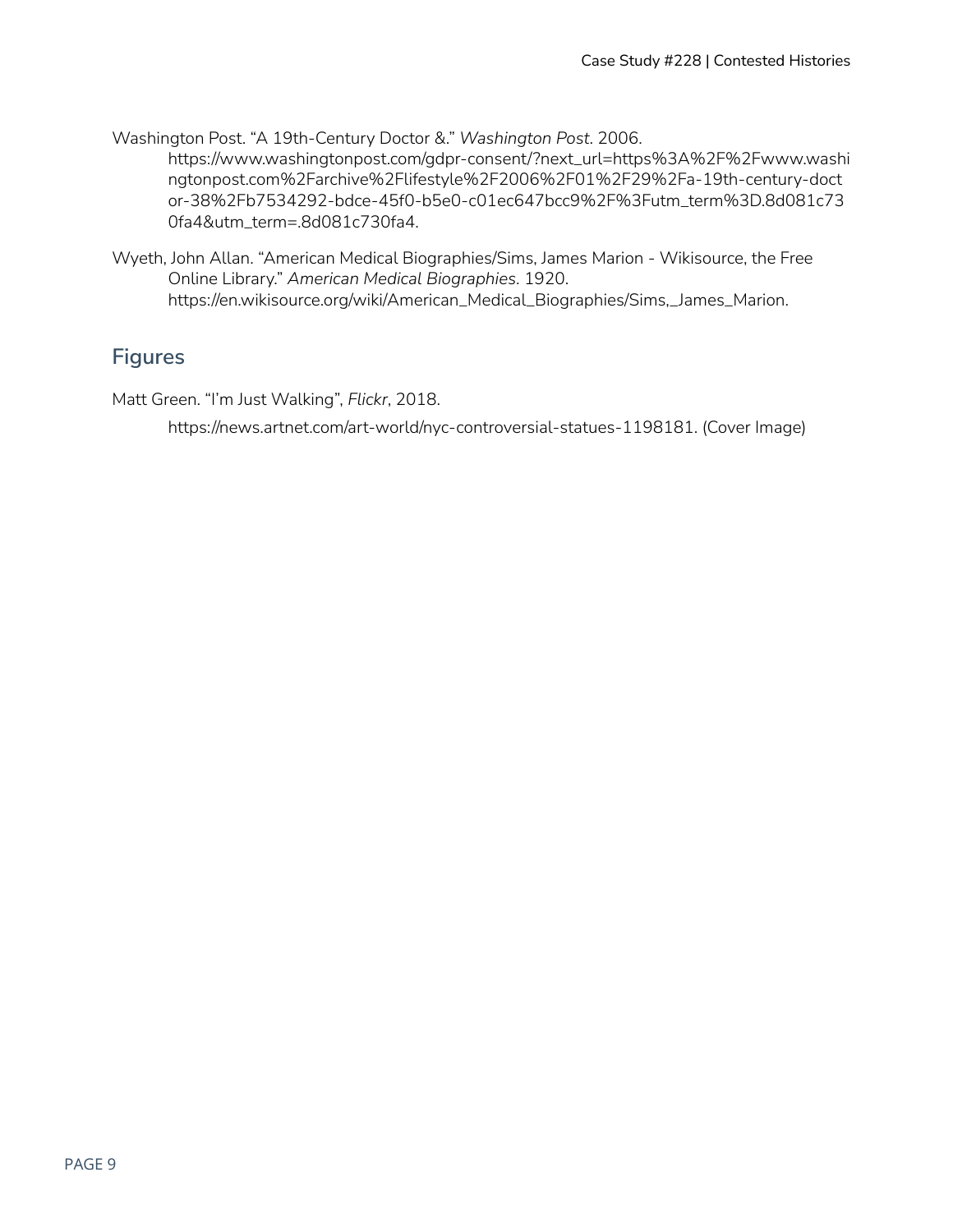Washington Post. “A 19th-Century Doctor &.” *Washington Post*. 2006. https://www.washingtonpost.com/gdpr-consent/?next_url=https%3A%2F%2Fwww.washingtonpost.com%2Farchive%2Flifestyle%2F2006%2F01%2F29%2Fa-19th-century-doctor-38%2Fb7534292-bdce-45f0-b5e0-c01ec647bcc9%2F%3Futm_term%3D.8d081c730fa4&utm_term=.8d081c730fa4.

Wyeth, John Allan. “American Medical Biographies/Sims, James Marion - Wikisource, the Free Online Library.” *American Medical Biographies*. 1920. https://en.wikisource.org/wiki/American_Medical_Biographies/Sims,_James_Marion.

## Figures

Matt Green. “I’m Just Walking”, *Flickr*, 2018.

https://news.artnet.com/art-world/nyc-controversial-statues-1198181. (Cover Image)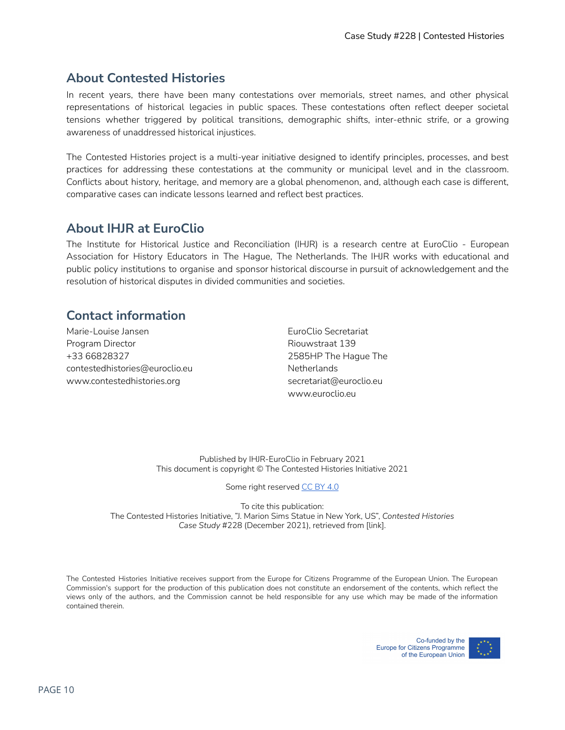## About Contested Histories

In recent years, there have been many contestations over memorials, street names, and other physical representations of historical legacies in public spaces. These contestations often reflect deeper societal tensions whether triggered by political transitions, demographic shifts, inter-ethnic strife, or a growing awareness of unaddressed historical injustices.

The Contested Histories project is a multi-year initiative designed to identify principles, processes, and best practices for addressing these contestations at the community or municipal level and in the classroom. Conflicts about history, heritage, and memory are a global phenomenon, and, although each case is different, comparative cases can indicate lessons learned and reflect best practices.

## About IHJR at EuroClio

The Institute for Historical Justice and Reconciliation (IHJR) is a research centre at EuroClio - European Association for History Educators in The Hague, The Netherlands. The IHJR works with educational and public policy institutions to organise and sponsor historical discourse in pursuit of acknowledgement and the resolution of historical disputes in divided communities and societies.

## Contact information

Marie-Louise Jansen
Program Director
+33 66828327
contestedhistories@euroclio.eu
www.contestedhistories.org

EuroClio Secretariat
Riouwstraat 139
2585HP The Hague The Netherlands
secretariat@euroclio.eu
www.euroclio.eu

Published by IHJR-EuroClio in February 2021
This document is copyright © The Contested Histories Initiative 2021

Some right reserved CC BY 4.0

To cite this publication:
The Contested Histories Initiative, "J. Marion Sims Statue in New York, US", *Contested Histories Case Study* #228 (December 2021), retrieved from [link].

The Contested Histories Initiative receives support from the Europe for Citizens Programme of the European Union. The European Commission's support for the production of this publication does not constitute an endorsement of the contents, which reflect the views only of the authors, and the Commission cannot be held responsible for any use which may be made of the information contained therein.

Co-funded by the Europe for Citizens Programme of the European Union